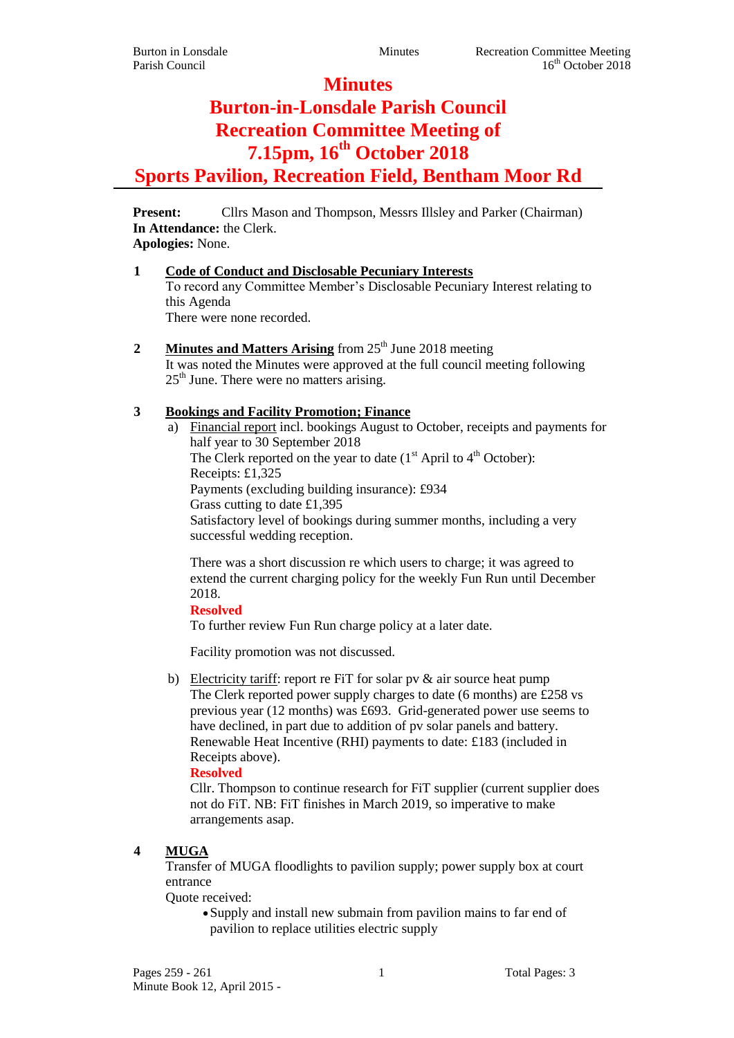# Minutes

# Burton-in-Lonsdale Parish Council
# Recreation Committee Meeting of
# 7.15pm, 16th October 2018
# Sports Pavilion, Recreation Field, Bentham Moor Rd

**Present:** Cllrs Mason and Thompson, Messrs Illsley and Parker (Chairman)
**In Attendance:** the Clerk.
**Apologies:** None.

**1 Code of Conduct and Disclosable Pecuniary Interests**

To record any Committee Member's Disclosable Pecuniary Interest relating to this Agenda

There were none recorded.

**2 Minutes and Matters Arising** from 25th June 2018 meeting

It was noted the Minutes were approved at the full council meeting following 25th June. There were no matters arising.

**3 Bookings and Facility Promotion; Finance**

a) Financial report incl. bookings August to October, receipts and payments for half year to 30 September 2018

The Clerk reported on the year to date (1st April to 4th October):
Receipts: £1,325
Payments (excluding building insurance): £934
Grass cutting to date £1,395
Satisfactory level of bookings during summer months, including a very successful wedding reception.

There was a short discussion re which users to charge; it was agreed to extend the current charging policy for the weekly Fun Run until December 2018.

**Resolved**

To further review Fun Run charge policy at a later date.

Facility promotion was not discussed.

b) Electricity tariff: report re FiT for solar pv & air source heat pump

The Clerk reported power supply charges to date (6 months) are £258 vs previous year (12 months) was £693. Grid-generated power use seems to have declined, in part due to addition of pv solar panels and battery. Renewable Heat Incentive (RHI) payments to date: £183 (included in Receipts above).

**Resolved**

Cllr. Thompson to continue research for FiT supplier (current supplier does not do FiT. NB: FiT finishes in March 2019, so imperative to make arrangements asap.

**4 MUGA**

Transfer of MUGA floodlights to pavilion supply; power supply box at court entrance

Quote received:

- Supply and install new submain from pavilion mains to far end of pavilion to replace utilities electric supply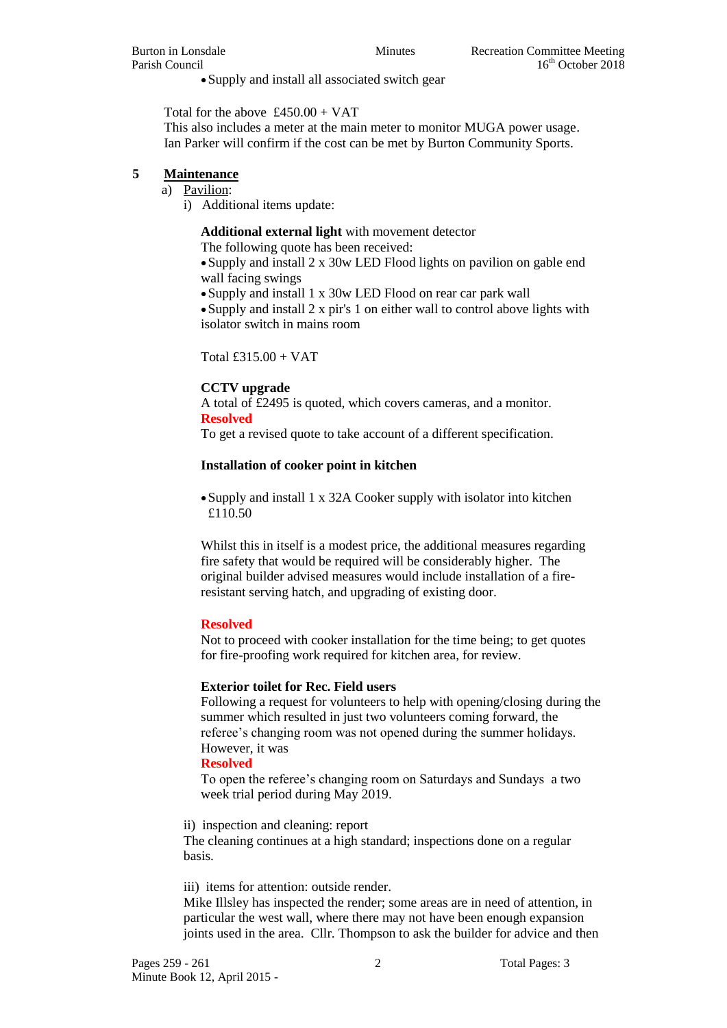- Supply and install all associated switch gear

Total for the above £450.00 + VAT
This also includes a meter at the main meter to monitor MUGA power usage.
Ian Parker will confirm if the cost can be met by Burton Community Sports.

## 5 Maintenance

a) Pavilion:

i) Additional items update:

**Additional external light** with movement detector
The following quote has been received:

- Supply and install 2 x 30w LED Flood lights on pavilion on gable end wall facing swings
- Supply and install 1 x 30w LED Flood on rear car park wall
- Supply and install 2 x pir's 1 on either wall to control above lights with isolator switch in mains room

Total £315.00 + VAT

**CCTV upgrade**
A total of £2495 is quoted, which covers cameras, and a monitor.
**Resolved**
To get a revised quote to take account of a different specification.

**Installation of cooker point in kitchen**

- Supply and install 1 x 32A Cooker supply with isolator into kitchen £110.50

Whilst this in itself is a modest price, the additional measures regarding fire safety that would be required will be considerably higher. The original builder advised measures would include installation of a fire-resistant serving hatch, and upgrading of existing door.

**Resolved**
Not to proceed with cooker installation for the time being; to get quotes for fire-proofing work required for kitchen area, for review.

**Exterior toilet for Rec. Field users**
Following a request for volunteers to help with opening/closing during the summer which resulted in just two volunteers coming forward, the referee's changing room was not opened during the summer holidays. However, it was
**Resolved**
To open the referee's changing room on Saturdays and Sundays a two week trial period during May 2019.

ii) inspection and cleaning: report
The cleaning continues at a high standard; inspections done on a regular basis.

iii) items for attention: outside render.
Mike Illsley has inspected the render; some areas are in need of attention, in particular the west wall, where there may not have been enough expansion joints used in the area. Cllr. Thompson to ask the builder for advice and then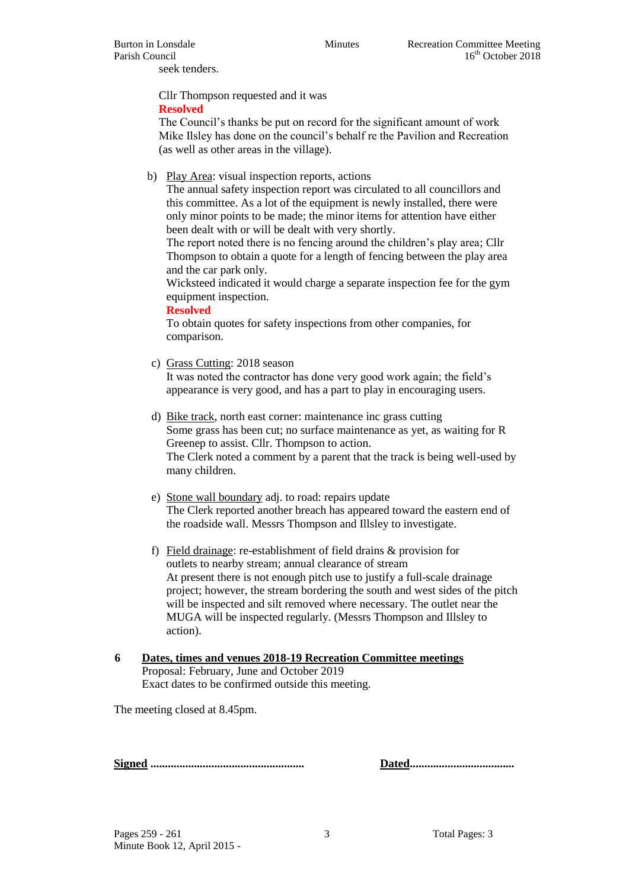seek tenders.

Cllr Thompson requested and it was

**Resolved**

The Council's thanks be put on record for the significant amount of work Mike Ilsley has done on the council's behalf re the Pavilion and Recreation (as well as other areas in the village).

b) Play Area: visual inspection reports, actions

The annual safety inspection report was circulated to all councillors and this committee. As a lot of the equipment is newly installed, there were only minor points to be made; the minor items for attention have either been dealt with or will be dealt with very shortly.

The report noted there is no fencing around the children's play area; Cllr Thompson to obtain a quote for a length of fencing between the play area and the car park only.

Wicksteed indicated it would charge a separate inspection fee for the gym equipment inspection.

**Resolved**

To obtain quotes for safety inspections from other companies, for comparison.

c) Grass Cutting: 2018 season

It was noted the contractor has done very good work again; the field's appearance is very good, and has a part to play in encouraging users.

d) Bike track, north east corner: maintenance inc grass cutting

Some grass has been cut; no surface maintenance as yet, as waiting for R Greenep to assist. Cllr. Thompson to action.

The Clerk noted a comment by a parent that the track is being well-used by many children.

e) Stone wall boundary adj. to road: repairs update

The Clerk reported another breach has appeared toward the eastern end of the roadside wall. Messrs Thompson and Illsley to investigate.

f) Field drainage: re-establishment of field drains & provision for outlets to nearby stream; annual clearance of stream

At present there is not enough pitch use to justify a full-scale drainage project; however, the stream bordering the south and west sides of the pitch will be inspected and silt removed where necessary. The outlet near the MUGA will be inspected regularly. (Messrs Thompson and Illsley to action).

**6 Dates, times and venues 2018-19 Recreation Committee meetings**

Proposal: February, June and October 2019

Exact dates to be confirmed outside this meeting.

The meeting closed at 8.45pm.

**Signed** ....................................................   **Dated**...................................

Pages 259 - 261

Minute Book 12, April 2015 -